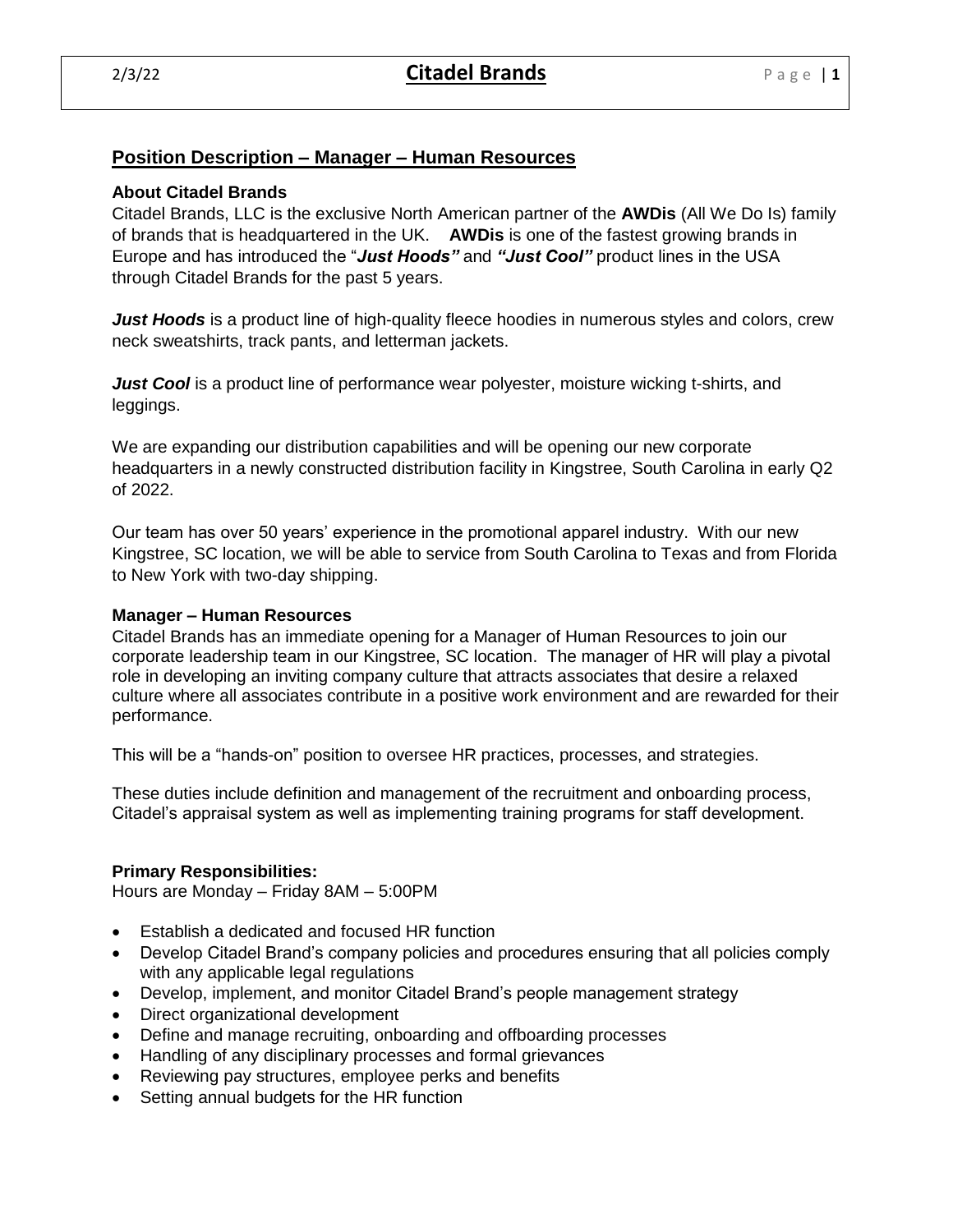## Position Description – Manager – Human Resources

**About Citadel Brands**

Citadel Brands, LLC is the exclusive North American partner of the **AWDis** (All We Do Is) family of brands that is headquartered in the UK. **AWDis** is one of the fastest growing brands in Europe and has introduced the "***Just Hoods"*** and ***"Just Cool"*** product lines in the USA through Citadel Brands for the past 5 years.

***Just Hoods*** is a product line of high-quality fleece hoodies in numerous styles and colors, crew neck sweatshirts, track pants, and letterman jackets.

***Just Cool*** is a product line of performance wear polyester, moisture wicking t-shirts, and leggings.

We are expanding our distribution capabilities and will be opening our new corporate headquarters in a newly constructed distribution facility in Kingstree, South Carolina in early Q2 of 2022.

Our team has over 50 years' experience in the promotional apparel industry. With our new Kingstree, SC location, we will be able to service from South Carolina to Texas and from Florida to New York with two-day shipping.

**Manager – Human Resources**

Citadel Brands has an immediate opening for a Manager of Human Resources to join our corporate leadership team in our Kingstree, SC location. The manager of HR will play a pivotal role in developing an inviting company culture that attracts associates that desire a relaxed culture where all associates contribute in a positive work environment and are rewarded for their performance.

This will be a "hands-on" position to oversee HR practices, processes, and strategies.

These duties include definition and management of the recruitment and onboarding process, Citadel's appraisal system as well as implementing training programs for staff development.

**Primary Responsibilities:**

Hours are Monday – Friday 8AM – 5:00PM

- Establish a dedicated and focused HR function
- Develop Citadel Brand's company policies and procedures ensuring that all policies comply with any applicable legal regulations
- Develop, implement, and monitor Citadel Brand's people management strategy
- Direct organizational development
- Define and manage recruiting, onboarding and offboarding processes
- Handling of any disciplinary processes and formal grievances
- Reviewing pay structures, employee perks and benefits
- Setting annual budgets for the HR function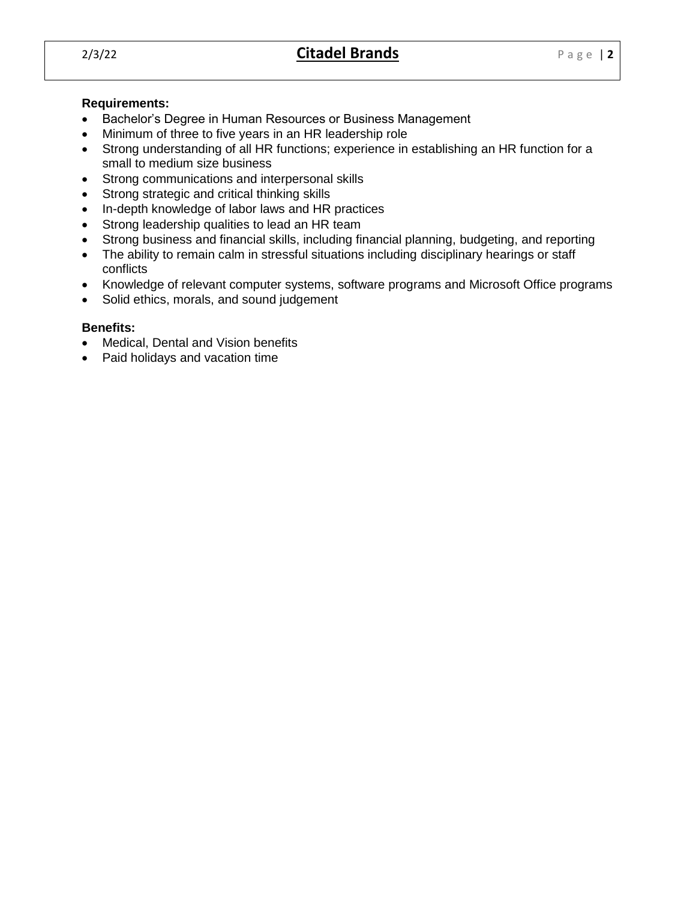**Requirements:**

- Bachelor's Degree in Human Resources or Business Management
- Minimum of three to five years in an HR leadership role
- Strong understanding of all HR functions; experience in establishing an HR function for a small to medium size business
- Strong communications and interpersonal skills
- Strong strategic and critical thinking skills
- In-depth knowledge of labor laws and HR practices
- Strong leadership qualities to lead an HR team
- Strong business and financial skills, including financial planning, budgeting, and reporting
- The ability to remain calm in stressful situations including disciplinary hearings or staff conflicts
- Knowledge of relevant computer systems, software programs and Microsoft Office programs
- Solid ethics, morals, and sound judgement

**Benefits:**

- Medical, Dental and Vision benefits
- Paid holidays and vacation time